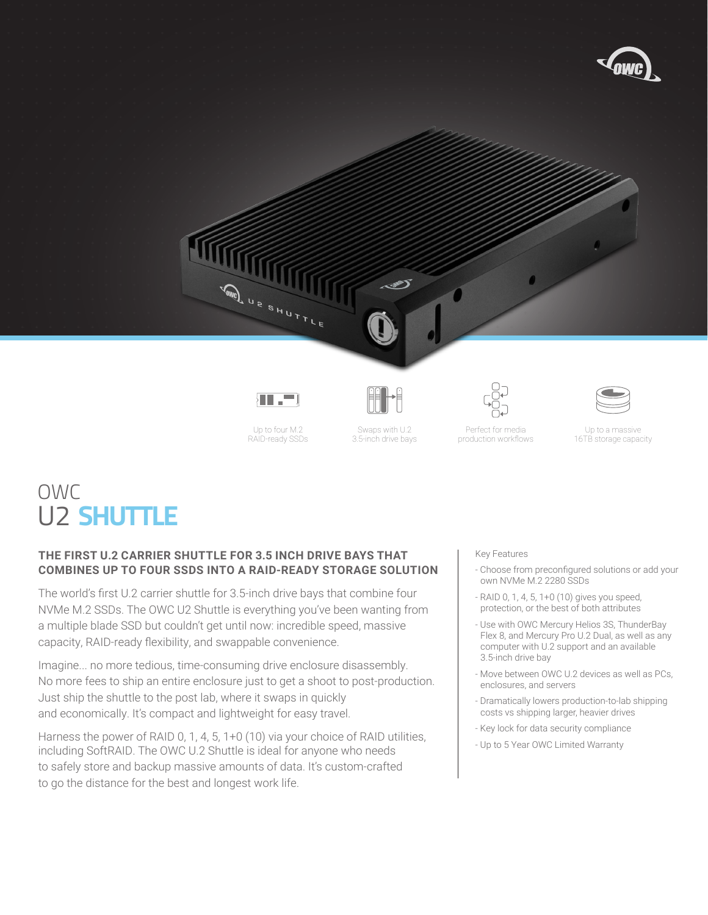Up to four M.2 RAID-ready SSDs

Swaps with U.2 3.5-inch drive bays

Perfect for media production workflows

Up to a massive 16TB storage capacity

# OWC U2 SHUTTLE

### THE FIRST U.2 CARRIER SHUTTLE FOR 3.5 INCH DRIVE BAYS THAT COMBINES UP TO FOUR SSDS INTO A RAID-READY STORAGE SOLUTION

The world's first U.2 carrier shuttle for 3.5-inch drive bays that combine four NVMe M.2 SSDs. The OWC U2 Shuttle is everything you've been wanting from a multiple blade SSD but couldn't get until now: incredible speed, massive capacity, RAID-ready flexibility, and swappable convenience.

Imagine... no more tedious, time-consuming drive enclosure disassembly. No more fees to ship an entire enclosure just to get a shoot to post-production. Just ship the shuttle to the post lab, where it swaps in quickly and economically. It's compact and lightweight for easy travel.

Harness the power of RAID 0, 1, 4, 5, 1+0 (10) via your choice of RAID utilities, including SoftRAID. The OWC U.2 Shuttle is ideal for anyone who needs to safely store and backup massive amounts of data. It's custom-crafted to go the distance for the best and longest work life.

Key Features

- Choose from preconfigured solutions or add your own NVMe M.2 2280 SSDs
- RAID 0, 1, 4, 5, 1+0 (10) gives you speed, protection, or the best of both attributes
- Use with OWC Mercury Helios 3S, ThunderBay Flex 8, and Mercury Pro U.2 Dual, as well as any computer with U.2 support and an available 3.5-inch drive bay
- Move between OWC U.2 devices as well as PCs, enclosures, and servers
- Dramatically lowers production-to-lab shipping costs vs shipping larger, heavier drives
- Key lock for data security compliance
- Up to 5 Year OWC Limited Warranty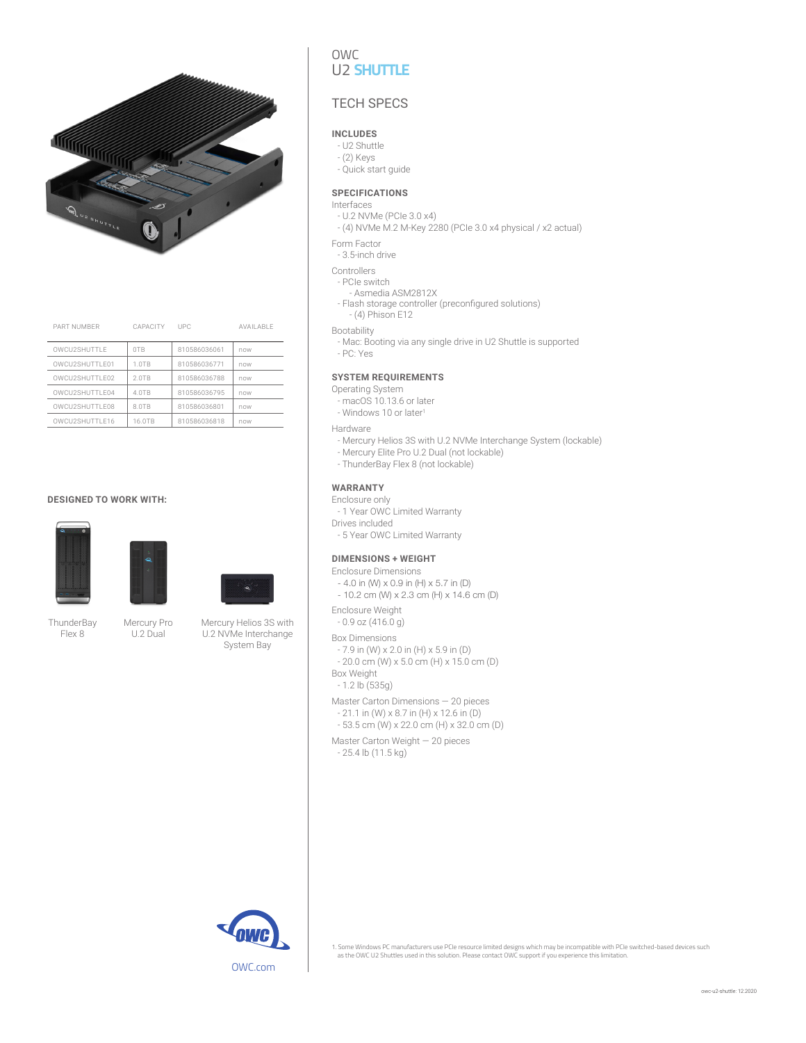# OWC U2 SHUTTLE

## TECH SPECS

| PART NUMBER | CAPACITY | UPC | AVAILABLE |
| --- | --- | --- | --- |
| OWCU2SHUTTLE | 0TB | 810586036061 | now |
| OWCU2SHUTTLE01 | 1.0TB | 810586036771 | now |
| OWCU2SHUTTLE02 | 2.0TB | 810586036788 | now |
| OWCU2SHUTTLE04 | 4.0TB | 810586036795 | now |
| OWCU2SHUTTLE08 | 8.0TB | 810586036801 | now |
| OWCU2SHUTTLE16 | 16.0TB | 810586036818 | now |

**DESIGNED TO WORK WITH:**

ThunderBay Flex 8

Mercury Pro U.2 Dual

Mercury Helios 3S with U.2 NVMe Interchange System Bay

### INCLUDES

- U2 Shuttle
- (2) Keys
- Quick start guide

### SPECIFICATIONS

Interfaces
- U.2 NVMe (PCIe 3.0 x4)
- (4) NVMe M.2 M-Key 2280 (PCIe 3.0 x4 physical / x2 actual)

Form Factor
- 3.5-inch drive

Controllers
- PCIe switch
  - Asmedia ASM2812X
- Flash storage controller (preconfigured solutions)
  - (4) Phison E12

Bootability
- Mac: Booting via any single drive in U2 Shuttle is supported
- PC: Yes

### SYSTEM REQUIREMENTS

Operating System
- macOS 10.13.6 or later
- Windows 10 or later[1]

Hardware
- Mercury Helios 3S with U.2 NVMe Interchange System (lockable)
- Mercury Elite Pro U.2 Dual (not lockable)
- ThunderBay Flex 8 (not lockable)

### WARRANTY

Enclosure only
- 1 Year OWC Limited Warranty

Drives included
- 5 Year OWC Limited Warranty

### DIMENSIONS + WEIGHT

Enclosure Dimensions
- 4.0 in (W) x 0.9 in (H) x 5.7 in (D)
- 10.2 cm (W) x 2.3 cm (H) x 14.6 cm (D)

Enclosure Weight
- 0.9 oz (416.0 g)

Box Dimensions
- 7.9 in (W) x 2.0 in (H) x 5.9 in (D)
- 20.0 cm (W) x 5.0 cm (H) x 15.0 cm (D)

Box Weight
- 1.2 lb (535g)

Master Carton Dimensions — 20 pieces
- 21.1 in (W) x 8.7 in (H) x 12.6 in (D)
- 53.5 cm (W) x 22.0 cm (H) x 32.0 cm (D)

Master Carton Weight — 20 pieces
- 25.4 lb (11.5 kg)

OWC.com

1. Some Windows PC manufacturers use PCIe resource limited designs which may be incompatible with PCIe switched-based devices such as the OWC U2 Shuttles used in this solution. Please contact OWC support if you experience this limitation.

owc-u2-shuttle: 12.2020